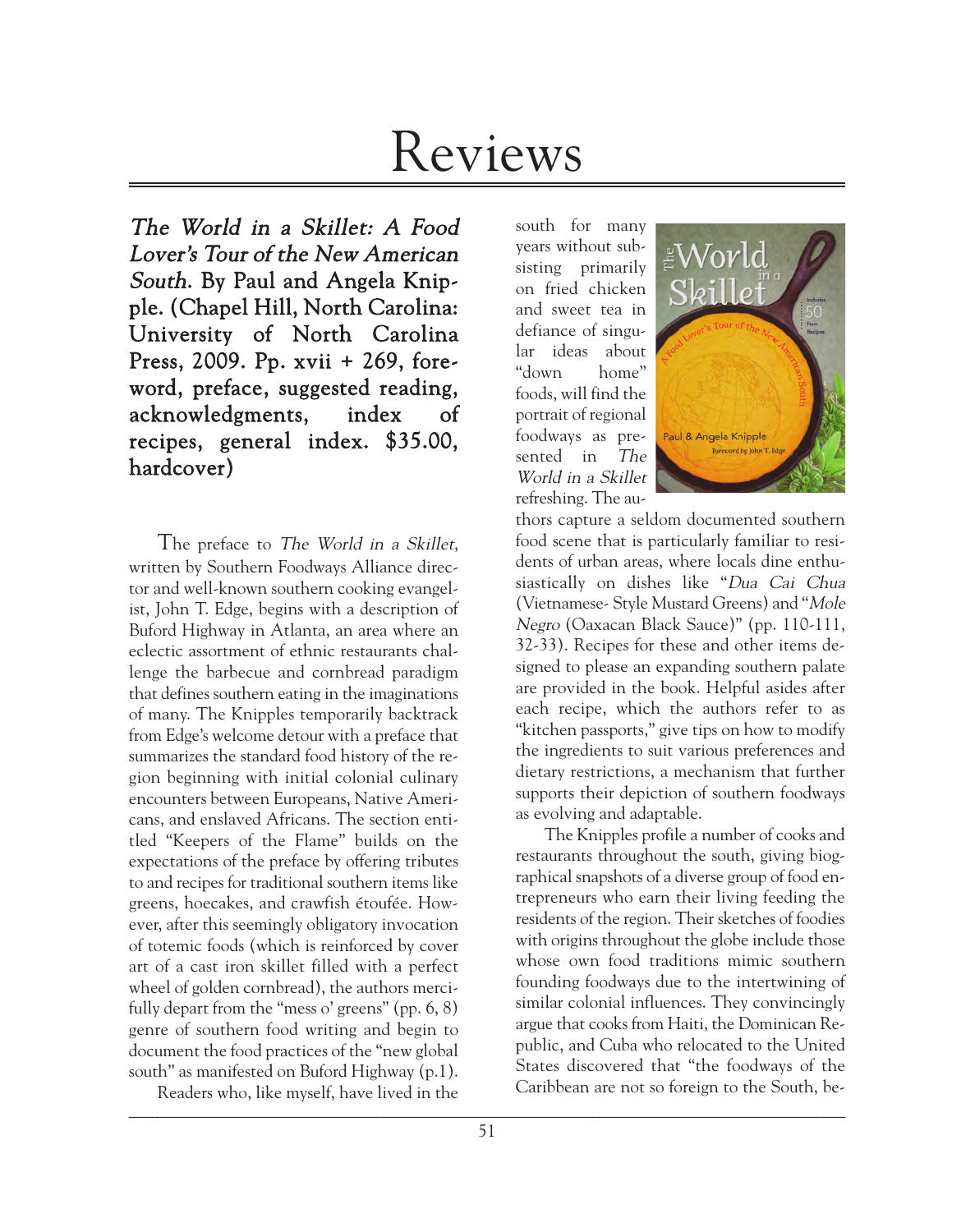# Reviews

***The World in a Skillet: A Food Lover's Tour of the New American South*. By Paul and Angela Knipple. (Chapel Hill, North Carolina: University of North Carolina Press, 2009. Pp. xvii + 269, foreword, preface, suggested reading, acknowledgments, index of recipes, general index. $35.00, hardcover)**

The preface to *The World in a Skillet*, written by Southern Foodways Alliance director and well-known southern cooking evangelist, John T. Edge, begins with a description of Buford Highway in Atlanta, an area where an eclectic assortment of ethnic restaurants challenge the barbecue and cornbread paradigm that defines southern eating in the imaginations of many. The Knipples temporarily backtrack from Edge's welcome detour with a preface that summarizes the standard food history of the region beginning with initial colonial culinary encounters between Europeans, Native Americans, and enslaved Africans. The section entitled "Keepers of the Flame" builds on the expectations of the preface by offering tributes to and recipes for traditional southern items like greens, hoecakes, and crawfish étoufée. However, after this seemingly obligatory invocation of totemic foods (which is reinforced by cover art of a cast iron skillet filled with a perfect wheel of golden cornbread), the authors mercifully depart from the "mess o' greens" (pp. 6, 8) genre of southern food writing and begin to document the food practices of the "new global south" as manifested on Buford Highway (p.1).

Readers who, like myself, have lived in the south for many years without subsisting primarily on fried chicken and sweet tea in defiance of singular ideas about "down home" foods, will find the portrait of regional foodways as presented in *The World in a Skillet* refreshing. The authors capture a seldom documented southern food scene that is particularly familiar to residents of urban areas, where locals dine enthusiastically on dishes like "*Dua Cai Chua* (Vietnamese- Style Mustard Greens) and "*Mole Negro* (Oaxacan Black Sauce)" (pp. 110-111, 32-33). Recipes for these and other items designed to please an expanding southern palate are provided in the book. Helpful asides after each recipe, which the authors refer to as "kitchen passports," give tips on how to modify the ingredients to suit various preferences and dietary restrictions, a mechanism that further supports their depiction of southern foodways as evolving and adaptable.

The Knipples profile a number of cooks and restaurants throughout the south, giving biographical snapshots of a diverse group of food entrepreneurs who earn their living feeding the residents of the region. Their sketches of foodies with origins throughout the globe include those whose own food traditions mimic southern founding foodways due to the intertwining of similar colonial influences. They convincingly argue that cooks from Haiti, the Dominican Republic, and Cuba who relocated to the United States discovered that "the foodways of the Caribbean are not so foreign to the South, be-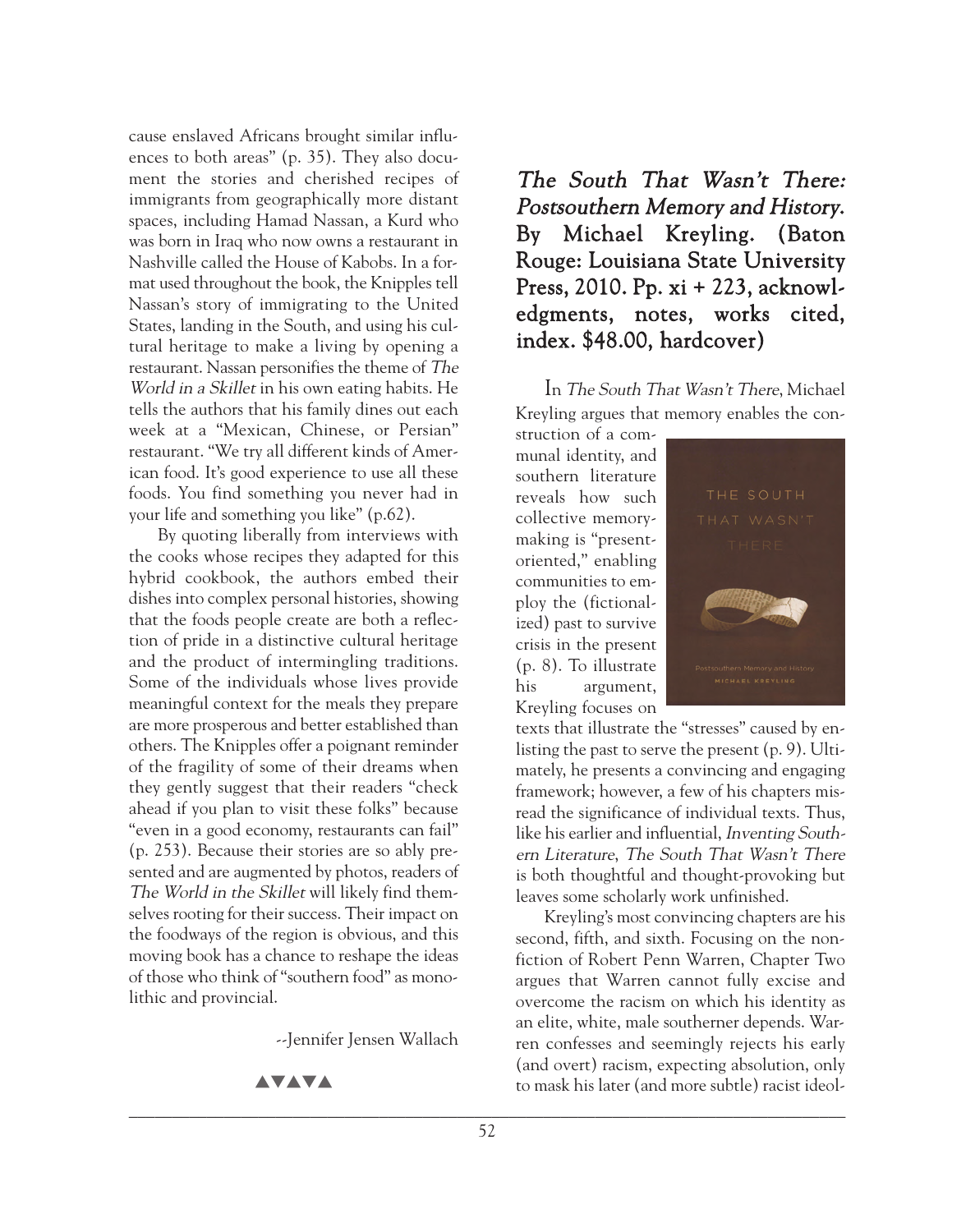cause enslaved Africans brought similar influences to both areas" (p. 35). They also document the stories and cherished recipes of immigrants from geographically more distant spaces, including Hamad Nassan, a Kurd who was born in Iraq who now owns a restaurant in Nashville called the House of Kabobs. In a format used throughout the book, the Knipples tell Nassan's story of immigrating to the United States, landing in the South, and using his cultural heritage to make a living by opening a restaurant. Nassan personifies the theme of *The World in a Skillet* in his own eating habits. He tells the authors that his family dines out each week at a "Mexican, Chinese, or Persian" restaurant. "We try all different kinds of American food. It's good experience to use all these foods. You find something you never had in your life and something you like" (p.62).

By quoting liberally from interviews with the cooks whose recipes they adapted for this hybrid cookbook, the authors embed their dishes into complex personal histories, showing that the foods people create are both a reflection of pride in a distinctive cultural heritage and the product of intermingling traditions. Some of the individuals whose lives provide meaningful context for the meals they prepare are more prosperous and better established than others. The Knipples offer a poignant reminder of the fragility of some of their dreams when they gently suggest that their readers "check ahead if you plan to visit these folks" because "even in a good economy, restaurants can fail" (p. 253). Because their stories are so ably presented and are augmented by photos, readers of *The World in the Skillet* will likely find themselves rooting for their success. Their impact on the foodways of the region is obvious, and this moving book has a chance to reshape the ideas of those who think of "southern food" as monolithic and provincial.

--Jennifer Jensen Wallach

▲▼▲▼▲

## *The South That Wasn't There: Postsouthern Memory and History.* By Michael Kreyling. (Baton Rouge: Louisiana State University Press, 2010. Pp. xi + 223, acknowledgments, notes, works cited, index. $48.00, hardcover)

In *The South That Wasn't There*, Michael Kreyling argues that memory enables the construction of a communal identity, and southern literature reveals how such collective memory-making is "present-oriented," enabling communities to employ the (fictionalized) past to survive crisis in the present (p. 8). To illustrate his argument, Kreyling focuses on texts that illustrate the "stresses" caused by enlisting the past to serve the present (p. 9). Ultimately, he presents a convincing and engaging framework; however, a few of his chapters misread the significance of individual texts. Thus, like his earlier and influential, *Inventing Southern Literature*, *The South That Wasn't There* is both thoughtful and thought-provoking but leaves some scholarly work unfinished.

Kreyling's most convincing chapters are his second, fifth, and sixth. Focusing on the nonfiction of Robert Penn Warren, Chapter Two argues that Warren cannot fully excise and overcome the racism on which his identity as an elite, white, male southerner depends. Warren confesses and seemingly rejects his early (and overt) racism, expecting absolution, only to mask his later (and more subtle) racist ideol-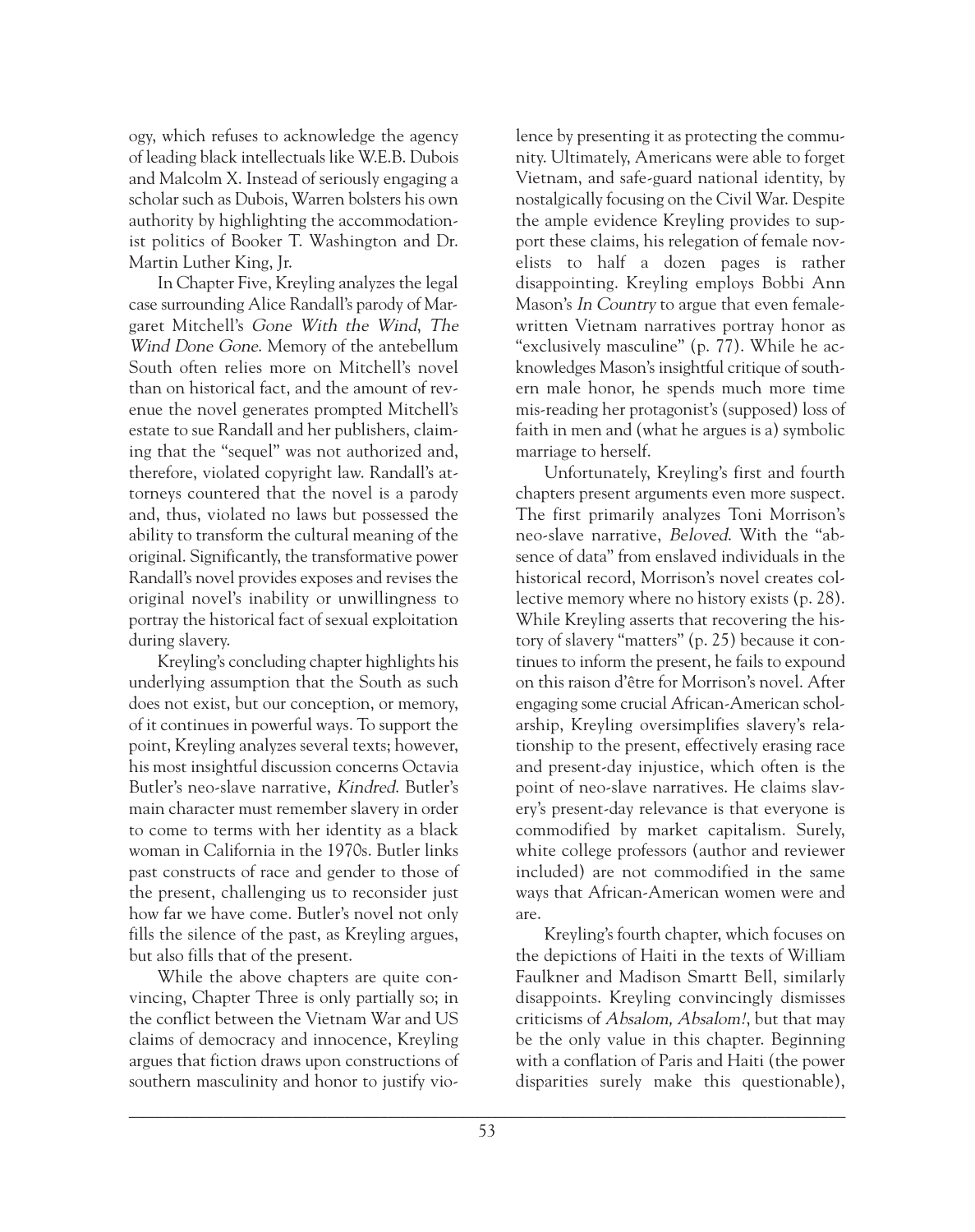ogy, which refuses to acknowledge the agency of leading black intellectuals like W.E.B. Dubois and Malcolm X. Instead of seriously engaging a scholar such as Dubois, Warren bolsters his own authority by highlighting the accommodationist politics of Booker T. Washington and Dr. Martin Luther King, Jr.

In Chapter Five, Kreyling analyzes the legal case surrounding Alice Randall's parody of Margaret Mitchell's *Gone With the Wind*, *The Wind Done Gone*. Memory of the antebellum South often relies more on Mitchell's novel than on historical fact, and the amount of revenue the novel generates prompted Mitchell's estate to sue Randall and her publishers, claiming that the "sequel" was not authorized and, therefore, violated copyright law. Randall's attorneys countered that the novel is a parody and, thus, violated no laws but possessed the ability to transform the cultural meaning of the original. Significantly, the transformative power Randall's novel provides exposes and revises the original novel's inability or unwillingness to portray the historical fact of sexual exploitation during slavery.

Kreyling's concluding chapter highlights his underlying assumption that the South as such does not exist, but our conception, or memory, of it continues in powerful ways. To support the point, Kreyling analyzes several texts; however, his most insightful discussion concerns Octavia Butler's neo-slave narrative, *Kindred*. Butler's main character must remember slavery in order to come to terms with her identity as a black woman in California in the 1970s. Butler links past constructs of race and gender to those of the present, challenging us to reconsider just how far we have come. Butler's novel not only fills the silence of the past, as Kreyling argues, but also fills that of the present.

While the above chapters are quite convincing, Chapter Three is only partially so; in the conflict between the Vietnam War and US claims of democracy and innocence, Kreyling argues that fiction draws upon constructions of southern masculinity and honor to justify violence by presenting it as protecting the community. Ultimately, Americans were able to forget Vietnam, and safe-guard national identity, by nostalgically focusing on the Civil War. Despite the ample evidence Kreyling provides to support these claims, his relegation of female novelists to half a dozen pages is rather disappointing. Kreyling employs Bobbi Ann Mason's *In Country* to argue that even female-written Vietnam narratives portray honor as "exclusively masculine" (p. 77). While he acknowledges Mason's insightful critique of southern male honor, he spends much more time mis-reading her protagonist's (supposed) loss of faith in men and (what he argues is a) symbolic marriage to herself.

Unfortunately, Kreyling's first and fourth chapters present arguments even more suspect. The first primarily analyzes Toni Morrison's neo-slave narrative, *Beloved*. With the "absence of data" from enslaved individuals in the historical record, Morrison's novel creates collective memory where no history exists (p. 28). While Kreyling asserts that recovering the history of slavery "matters" (p. 25) because it continues to inform the present, he fails to expound on this raison d'être for Morrison's novel. After engaging some crucial African-American scholarship, Kreyling oversimplifies slavery's relationship to the present, effectively erasing race and present-day injustice, which often is the point of neo-slave narratives. He claims slavery's present-day relevance is that everyone is commodified by market capitalism. Surely, white college professors (author and reviewer included) are not commodified in the same ways that African-American women were and are.

Kreyling's fourth chapter, which focuses on the depictions of Haiti in the texts of William Faulkner and Madison Smartt Bell, similarly disappoints. Kreyling convincingly dismisses criticisms of *Absalom, Absalom!*, but that may be the only value in this chapter. Beginning with a conflation of Paris and Haiti (the power disparities surely make this questionable),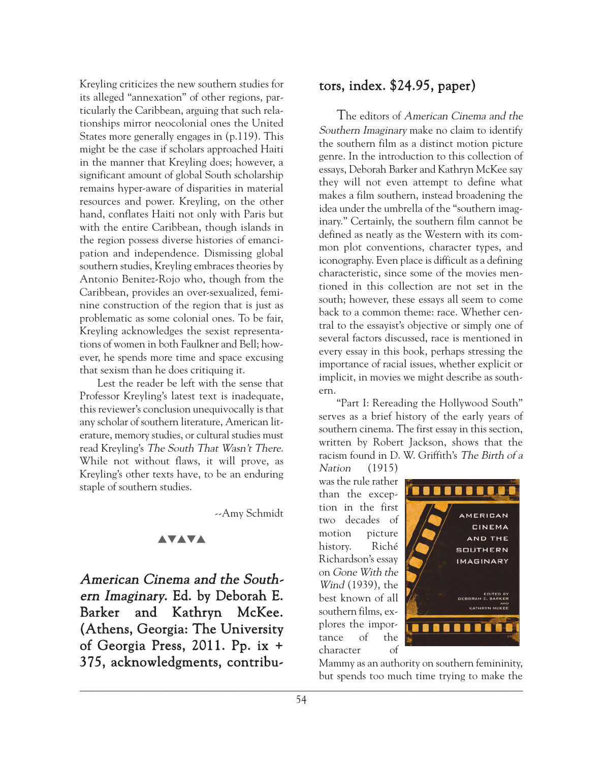Kreyling criticizes the new southern studies for its alleged "annexation" of other regions, particularly the Caribbean, arguing that such relationships mirror neocolonial ones the United States more generally engages in (p.119). This might be the case if scholars approached Haiti in the manner that Kreyling does; however, a significant amount of global South scholarship remains hyper-aware of disparities in material resources and power. Kreyling, on the other hand, conflates Haiti not only with Paris but with the entire Caribbean, though islands in the region possess diverse histories of emancipation and independence. Dismissing global southern studies, Kreyling embraces theories by Antonio Benitez-Rojo who, though from the Caribbean, provides an over-sexualized, feminine construction of the region that is just as problematic as some colonial ones. To be fair, Kreyling acknowledges the sexist representations of women in both Faulkner and Bell; however, he spends more time and space excusing that sexism than he does critiquing it.

Lest the reader be left with the sense that Professor Kreyling's latest text is inadequate, this reviewer's conclusion unequivocally is that any scholar of southern literature, American literature, memory studies, or cultural studies must read Kreyling's *The South That Wasn't There*. While not without flaws, it will prove, as Kreyling's other texts have, to be an enduring staple of southern studies.

--Amy Schmidt

▲▼▲▼▲

**_American Cinema and the Southern Imaginary_. Ed. by Deborah E. Barker and Kathryn McKee. (Athens, Georgia: The University of Georgia Press, 2011. Pp. ix + 375, acknowledgments, contributors, index. $24.95, paper)**

The editors of *American Cinema and the Southern Imaginary* make no claim to identify the southern film as a distinct motion picture genre. In the introduction to this collection of essays, Deborah Barker and Kathryn McKee say they will not even attempt to define what makes a film southern, instead broadening the idea under the umbrella of the "southern imaginary." Certainly, the southern film cannot be defined as neatly as the Western with its common plot conventions, character types, and iconography. Even place is difficult as a defining characteristic, since some of the movies mentioned in this collection are not set in the south; however, these essays all seem to come back to a common theme: race. Whether central to the essayist's objective or simply one of several factors discussed, race is mentioned in every essay in this book, perhaps stressing the importance of racial issues, whether explicit or implicit, in movies we might describe as southern.

"Part I: Rereading the Hollywood South" serves as a brief history of the early years of southern cinema. The first essay in this section, written by Robert Jackson, shows that the racism found in D. W. Griffith's *The Birth of a Nation* (1915) was the rule rather than the exception in the first two decades of motion picture history. Riché Richardson's essay on *Gone With the Wind* (1939), the best known of all southern films, explores the importance of the character of Mammy as an authority on southern femininity, but spends too much time trying to make the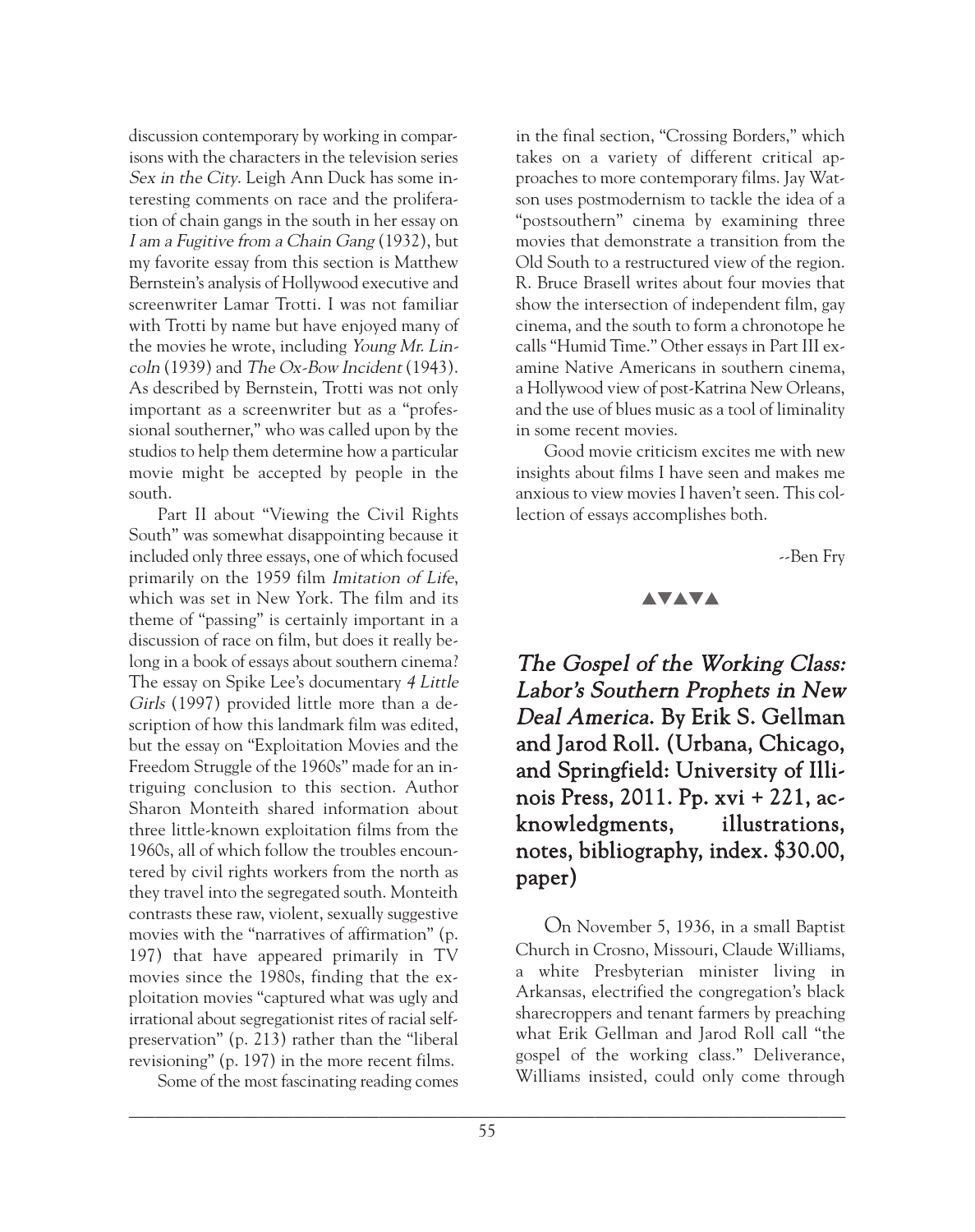discussion contemporary by working in comparisons with the characters in the television series *Sex in the City*. Leigh Ann Duck has some interesting comments on race and the proliferation of chain gangs in the south in her essay on *I am a Fugitive from a Chain Gang* (1932), but my favorite essay from this section is Matthew Bernstein's analysis of Hollywood executive and screenwriter Lamar Trotti. I was not familiar with Trotti by name but have enjoyed many of the movies he wrote, including *Young Mr. Lincoln* (1939) and *The Ox-Bow Incident* (1943). As described by Bernstein, Trotti was not only important as a screenwriter but as a "professional southerner," who was called upon by the studios to help them determine how a particular movie might be accepted by people in the south.

Part II about "Viewing the Civil Rights South" was somewhat disappointing because it included only three essays, one of which focused primarily on the 1959 film *Imitation of Life*, which was set in New York. The film and its theme of "passing" is certainly important in a discussion of race on film, but does it really belong in a book of essays about southern cinema? The essay on Spike Lee's documentary *4 Little Girls* (1997) provided little more than a description of how this landmark film was edited, but the essay on "Exploitation Movies and the Freedom Struggle of the 1960s" made for an intriguing conclusion to this section. Author Sharon Monteith shared information about three little-known exploitation films from the 1960s, all of which follow the troubles encountered by civil rights workers from the north as they travel into the segregated south. Monteith contrasts these raw, violent, sexually suggestive movies with the "narratives of affirmation" (p. 197) that have appeared primarily in TV movies since the 1980s, finding that the exploitation movies "captured what was ugly and irrational about segregationist rites of racial self-preservation" (p. 213) rather than the "liberal revisioning" (p. 197) in the more recent films.

Some of the most fascinating reading comes in the final section, "Crossing Borders," which takes on a variety of different critical approaches to more contemporary films. Jay Watson uses postmodernism to tackle the idea of a "postsouthern" cinema by examining three movies that demonstrate a transition from the Old South to a restructured view of the region. R. Bruce Brasell writes about four movies that show the intersection of independent film, gay cinema, and the south to form a chronotope he calls "Humid Time." Other essays in Part III examine Native Americans in southern cinema, a Hollywood view of post-Katrina New Orleans, and the use of blues music as a tool of liminality in some recent movies.

Good movie criticism excites me with new insights about films I have seen and makes me anxious to view movies I haven't seen. This collection of essays accomplishes both.

--Ben Fry

▲▼▲▼▲

## *The Gospel of the Working Class: Labor's Southern Prophets in New Deal America*. By Erik S. Gellman and Jarod Roll. (Urbana, Chicago, and Springfield: University of Illinois Press, 2011. Pp. xvi + 221, acknowledgments, illustrations, notes, bibliography, index. $30.00, paper)

On November 5, 1936, in a small Baptist Church in Crosno, Missouri, Claude Williams, a white Presbyterian minister living in Arkansas, electrified the congregation's black sharecroppers and tenant farmers by preaching what Erik Gellman and Jarod Roll call "the gospel of the working class." Deliverance, Williams insisted, could only come through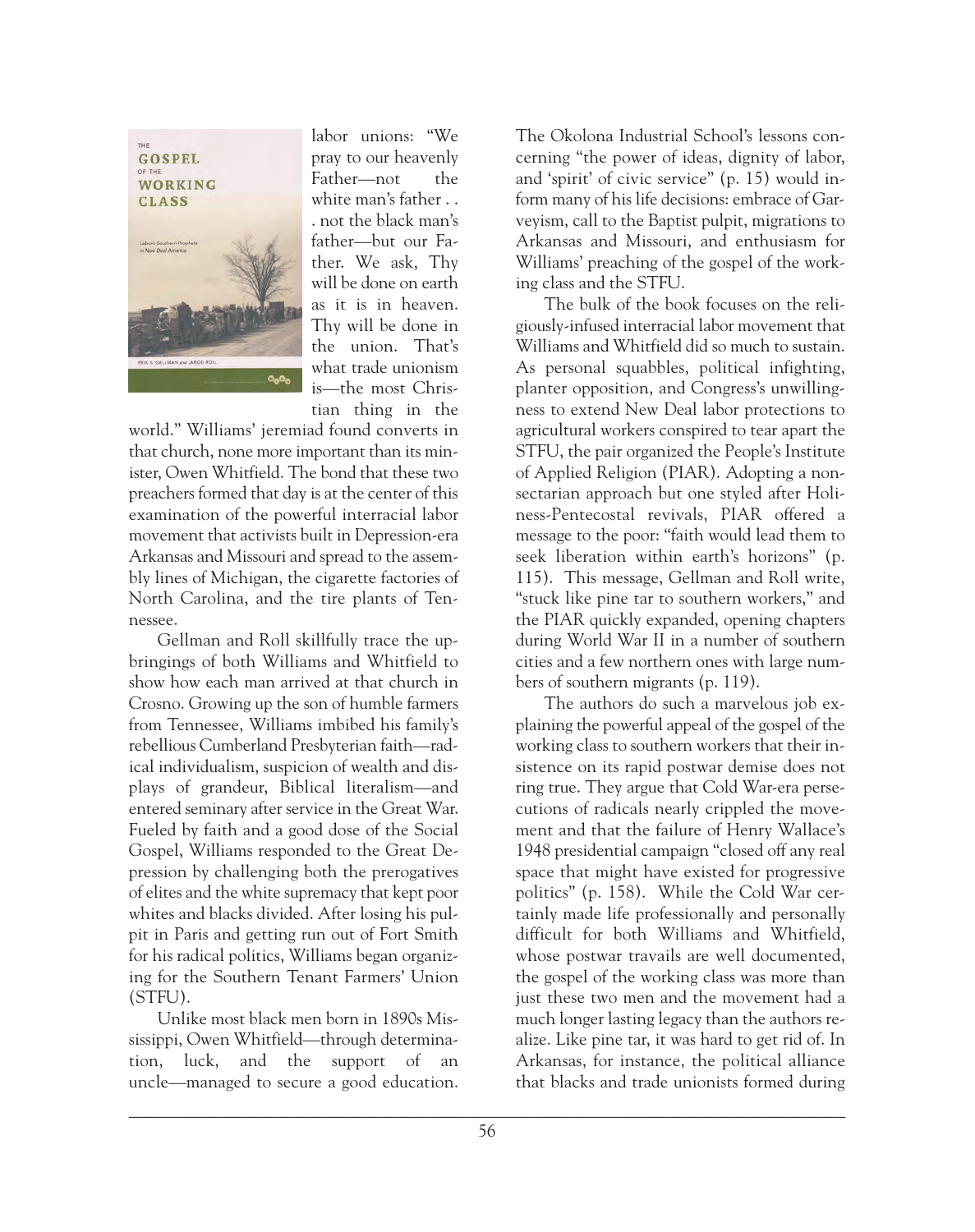labor unions: "We pray to our heavenly Father—not the white man's father . . . not the black man's father—but our Father. We ask, Thy will be done on earth as it is in heaven. Thy will be done in the union. That's what trade unionism is—the most Christian thing in the world." Williams' jeremiad found converts in that church, none more important than its minister, Owen Whitfield. The bond that these two preachers formed that day is at the center of this examination of the powerful interracial labor movement that activists built in Depression-era Arkansas and Missouri and spread to the assembly lines of Michigan, the cigarette factories of North Carolina, and the tire plants of Tennessee.

Gellman and Roll skillfully trace the upbringings of both Williams and Whitfield to show how each man arrived at that church in Crosno. Growing up the son of humble farmers from Tennessee, Williams imbibed his family's rebellious Cumberland Presbyterian faith—radical individualism, suspicion of wealth and displays of grandeur, Biblical literalism—and entered seminary after service in the Great War. Fueled by faith and a good dose of the Social Gospel, Williams responded to the Great Depression by challenging both the prerogatives of elites and the white supremacy that kept poor whites and blacks divided. After losing his pulpit in Paris and getting run out of Fort Smith for his radical politics, Williams began organizing for the Southern Tenant Farmers' Union (STFU).

Unlike most black men born in 1890s Mississippi, Owen Whitfield—through determination, luck, and the support of an uncle—managed to secure a good education. The Okolona Industrial School's lessons concerning "the power of ideas, dignity of labor, and 'spirit' of civic service" (p. 15) would inform many of his life decisions: embrace of Garveyism, call to the Baptist pulpit, migrations to Arkansas and Missouri, and enthusiasm for Williams' preaching of the gospel of the working class and the STFU.

The bulk of the book focuses on the religiously-infused interracial labor movement that Williams and Whitfield did so much to sustain. As personal squabbles, political infighting, planter opposition, and Congress's unwillingness to extend New Deal labor protections to agricultural workers conspired to tear apart the STFU, the pair organized the People's Institute of Applied Religion (PIAR). Adopting a nonsectarian approach but one styled after Holiness-Pentecostal revivals, PIAR offered a message to the poor: "faith would lead them to seek liberation within earth's horizons" (p. 115). This message, Gellman and Roll write, "stuck like pine tar to southern workers," and the PIAR quickly expanded, opening chapters during World War II in a number of southern cities and a few northern ones with large numbers of southern migrants (p. 119).

The authors do such a marvelous job explaining the powerful appeal of the gospel of the working class to southern workers that their insistence on its rapid postwar demise does not ring true. They argue that Cold War-era persecutions of radicals nearly crippled the movement and that the failure of Henry Wallace's 1948 presidential campaign "closed off any real space that might have existed for progressive politics" (p. 158). While the Cold War certainly made life professionally and personally difficult for both Williams and Whitfield, whose postwar travails are well documented, the gospel of the working class was more than just these two men and the movement had a much longer lasting legacy than the authors realize. Like pine tar, it was hard to get rid of. In Arkansas, for instance, the political alliance that blacks and trade unionists formed during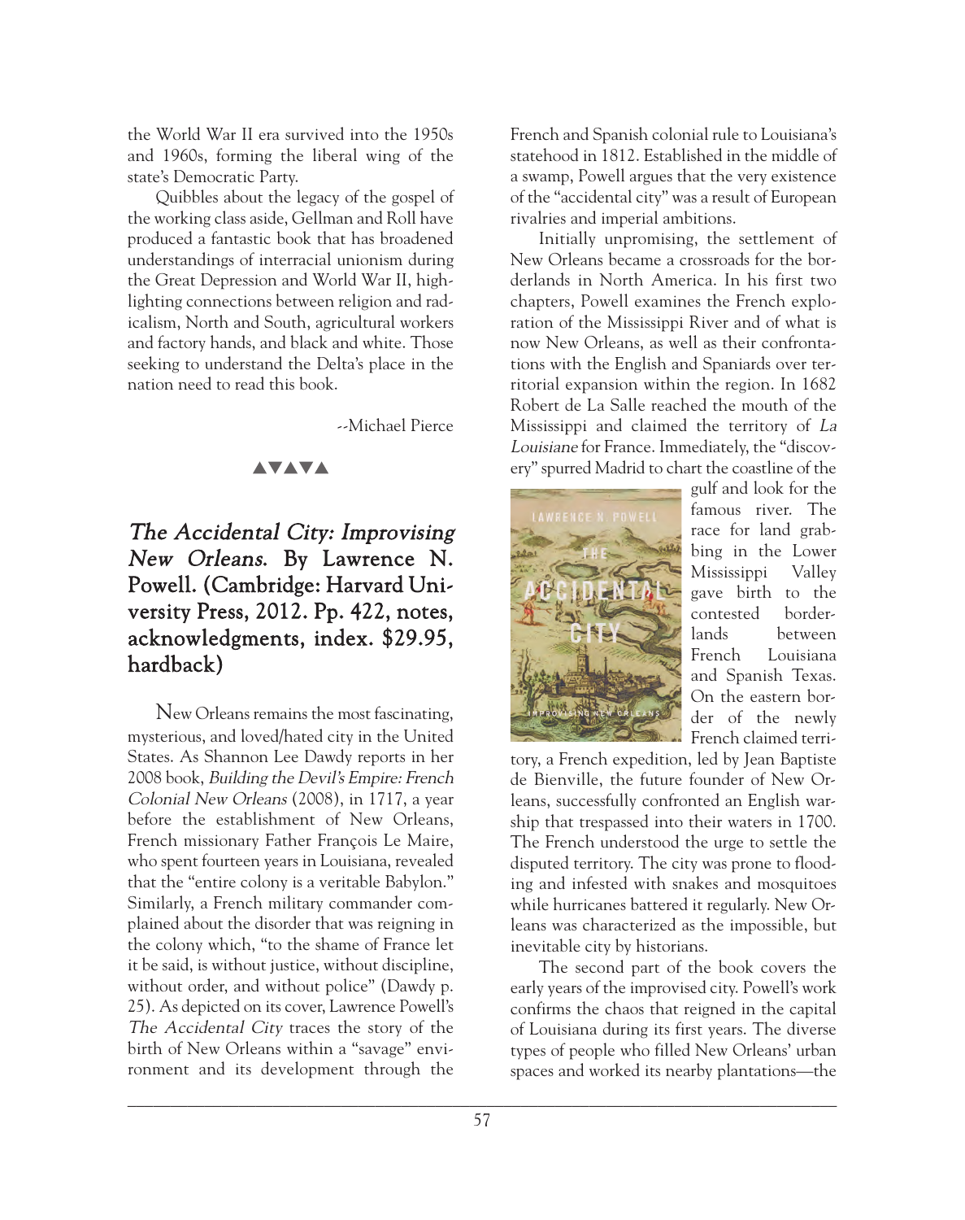the World War II era survived into the 1950s and 1960s, forming the liberal wing of the state's Democratic Party.

Quibbles about the legacy of the gospel of the working class aside, Gellman and Roll have produced a fantastic book that has broadened understandings of interracial unionism during the Great Depression and World War II, highlighting connections between religion and radicalism, North and South, agricultural workers and factory hands, and black and white. Those seeking to understand the Delta's place in the nation need to read this book.

--Michael Pierce

▲▼▲▼▲

## *The Accidental City: Improvising New Orleans.* By Lawrence N. Powell. (Cambridge: Harvard University Press, 2012. Pp. 422, notes, acknowledgments, index. $29.95, hardback)

New Orleans remains the most fascinating, mysterious, and loved/hated city in the United States. As Shannon Lee Dawdy reports in her 2008 book, *Building the Devil's Empire: French Colonial New Orleans* (2008), in 1717, a year before the establishment of New Orleans, French missionary Father François Le Maire, who spent fourteen years in Louisiana, revealed that the "entire colony is a veritable Babylon." Similarly, a French military commander complained about the disorder that was reigning in the colony which, "to the shame of France let it be said, is without justice, without discipline, without order, and without police" (Dawdy p. 25). As depicted on its cover, Lawrence Powell's *The Accidental City* traces the story of the birth of New Orleans within a "savage" environment and its development through the French and Spanish colonial rule to Louisiana's statehood in 1812. Established in the middle of a swamp, Powell argues that the very existence of the "accidental city" was a result of European rivalries and imperial ambitions.

Initially unpromising, the settlement of New Orleans became a crossroads for the borderlands in North America. In his first two chapters, Powell examines the French exploration of the Mississippi River and of what is now New Orleans, as well as their confrontations with the English and Spaniards over territorial expansion within the region. In 1682 Robert de La Salle reached the mouth of the Mississippi and claimed the territory of *La Louisiane* for France. Immediately, the "discovery" spurred Madrid to chart the coastline of the gulf and look for the famous river. The race for land grabbing in the Lower Mississippi Valley gave birth to the contested borderlands between French Louisiana and Spanish Texas. On the eastern border of the newly French claimed territory, a French expedition, led by Jean Baptiste de Bienville, the future founder of New Orleans, successfully confronted an English warship that trespassed into their waters in 1700. The French understood the urge to settle the disputed territory. The city was prone to flooding and infested with snakes and mosquitoes while hurricanes battered it regularly. New Orleans was characterized as the impossible, but inevitable city by historians.

The second part of the book covers the early years of the improvised city. Powell's work confirms the chaos that reigned in the capital of Louisiana during its first years. The diverse types of people who filled New Orleans' urban spaces and worked its nearby plantations—the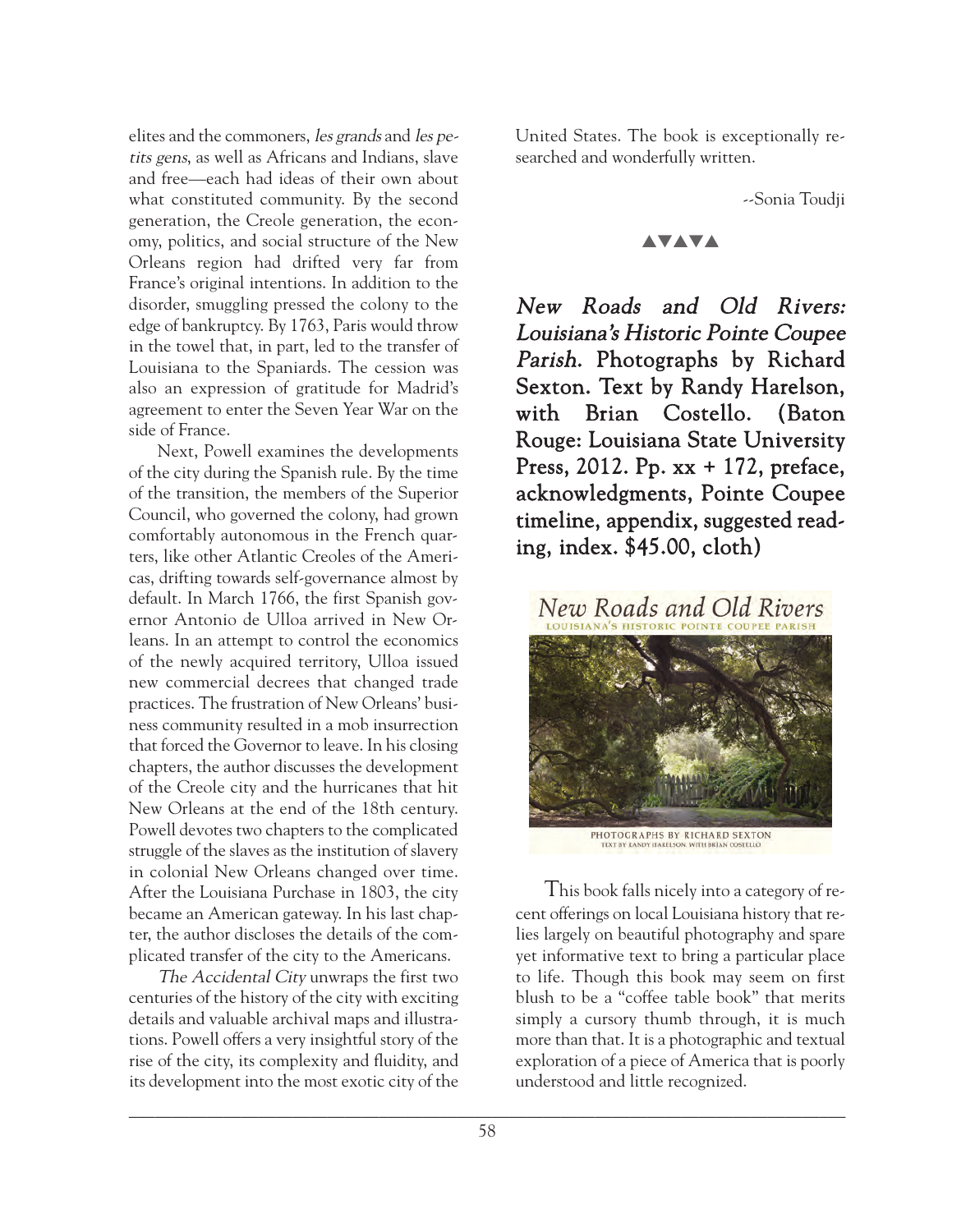elites and the commoners, *les grands* and *les petits gens*, as well as Africans and Indians, slave and free—each had ideas of their own about what constituted community. By the second generation, the Creole generation, the economy, politics, and social structure of the New Orleans region had drifted very far from France's original intentions. In addition to the disorder, smuggling pressed the colony to the edge of bankruptcy. By 1763, Paris would throw in the towel that, in part, led to the transfer of Louisiana to the Spaniards. The cession was also an expression of gratitude for Madrid's agreement to enter the Seven Year War on the side of France.

Next, Powell examines the developments of the city during the Spanish rule. By the time of the transition, the members of the Superior Council, who governed the colony, had grown comfortably autonomous in the French quarters, like other Atlantic Creoles of the Americas, drifting towards self-governance almost by default. In March 1766, the first Spanish governor Antonio de Ulloa arrived in New Orleans. In an attempt to control the economics of the newly acquired territory, Ulloa issued new commercial decrees that changed trade practices. The frustration of New Orleans' business community resulted in a mob insurrection that forced the Governor to leave. In his closing chapters, the author discusses the development of the Creole city and the hurricanes that hit New Orleans at the end of the 18th century. Powell devotes two chapters to the complicated struggle of the slaves as the institution of slavery in colonial New Orleans changed over time. After the Louisiana Purchase in 1803, the city became an American gateway. In his last chapter, the author discloses the details of the complicated transfer of the city to the Americans.

*The Accidental City* unwraps the first two centuries of the history of the city with exciting details and valuable archival maps and illustrations. Powell offers a very insightful story of the rise of the city, its complexity and fluidity, and its development into the most exotic city of the United States. The book is exceptionally researched and wonderfully written.

--Sonia Toudji

▲▼▲▼▲

**_New Roads and Old Rivers: Louisiana's Historic Pointe Coupee Parish_. Photographs by Richard Sexton. Text by Randy Harelson, with Brian Costello. (Baton Rouge: Louisiana State University Press, 2012. Pp. xx + 172, preface, acknowledgments, Pointe Coupee timeline, appendix, suggested reading, index. $45.00, cloth)**

This book falls nicely into a category of recent offerings on local Louisiana history that relies largely on beautiful photography and spare yet informative text to bring a particular place to life. Though this book may seem on first blush to be a "coffee table book" that merits simply a cursory thumb through, it is much more than that. It is a photographic and textual exploration of a piece of America that is poorly understood and little recognized.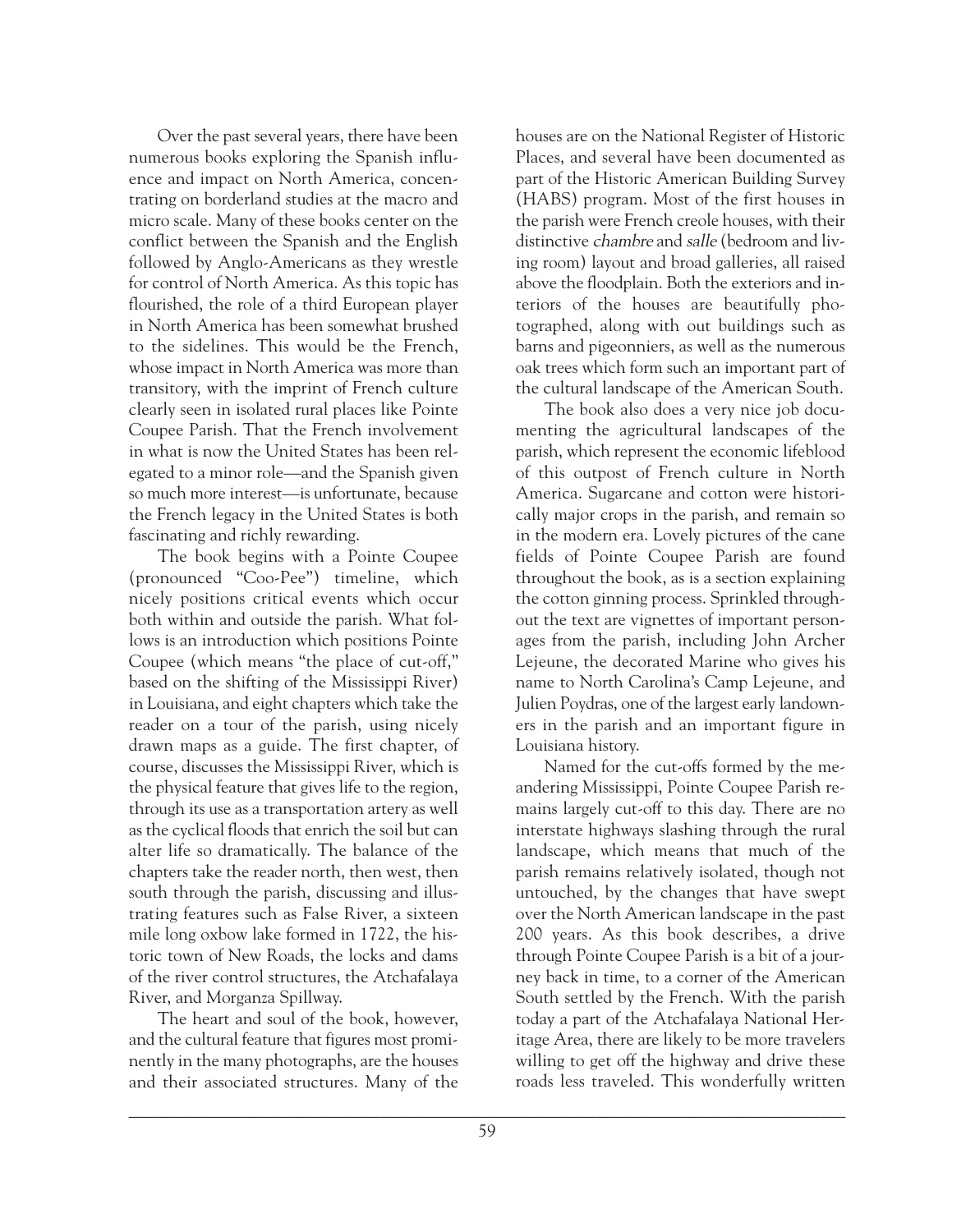Over the past several years, there have been numerous books exploring the Spanish influence and impact on North America, concentrating on borderland studies at the macro and micro scale. Many of these books center on the conflict between the Spanish and the English followed by Anglo-Americans as they wrestle for control of North America. As this topic has flourished, the role of a third European player in North America has been somewhat brushed to the sidelines. This would be the French, whose impact in North America was more than transitory, with the imprint of French culture clearly seen in isolated rural places like Pointe Coupee Parish. That the French involvement in what is now the United States has been relegated to a minor role—and the Spanish given so much more interest—is unfortunate, because the French legacy in the United States is both fascinating and richly rewarding.

The book begins with a Pointe Coupee (pronounced "Coo-Pee") timeline, which nicely positions critical events which occur both within and outside the parish. What follows is an introduction which positions Pointe Coupee (which means "the place of cut-off," based on the shifting of the Mississippi River) in Louisiana, and eight chapters which take the reader on a tour of the parish, using nicely drawn maps as a guide. The first chapter, of course, discusses the Mississippi River, which is the physical feature that gives life to the region, through its use as a transportation artery as well as the cyclical floods that enrich the soil but can alter life so dramatically. The balance of the chapters take the reader north, then west, then south through the parish, discussing and illustrating features such as False River, a sixteen mile long oxbow lake formed in 1722, the historic town of New Roads, the locks and dams of the river control structures, the Atchafalaya River, and Morganza Spillway.

The heart and soul of the book, however, and the cultural feature that figures most prominently in the many photographs, are the houses and their associated structures. Many of the houses are on the National Register of Historic Places, and several have been documented as part of the Historic American Building Survey (HABS) program. Most of the first houses in the parish were French creole houses, with their distinctive *chambre* and *salle* (bedroom and living room) layout and broad galleries, all raised above the floodplain. Both the exteriors and interiors of the houses are beautifully photographed, along with out buildings such as barns and pigeonniers, as well as the numerous oak trees which form such an important part of the cultural landscape of the American South.

The book also does a very nice job documenting the agricultural landscapes of the parish, which represent the economic lifeblood of this outpost of French culture in North America. Sugarcane and cotton were historically major crops in the parish, and remain so in the modern era. Lovely pictures of the cane fields of Pointe Coupee Parish are found throughout the book, as is a section explaining the cotton ginning process. Sprinkled throughout the text are vignettes of important personages from the parish, including John Archer Lejeune, the decorated Marine who gives his name to North Carolina's Camp Lejeune, and Julien Poydras, one of the largest early landowners in the parish and an important figure in Louisiana history.

Named for the cut-offs formed by the meandering Mississippi, Pointe Coupee Parish remains largely cut-off to this day. There are no interstate highways slashing through the rural landscape, which means that much of the parish remains relatively isolated, though not untouched, by the changes that have swept over the North American landscape in the past 200 years. As this book describes, a drive through Pointe Coupee Parish is a bit of a journey back in time, to a corner of the American South settled by the French. With the parish today a part of the Atchafalaya National Heritage Area, there are likely to be more travelers willing to get off the highway and drive these roads less traveled. This wonderfully written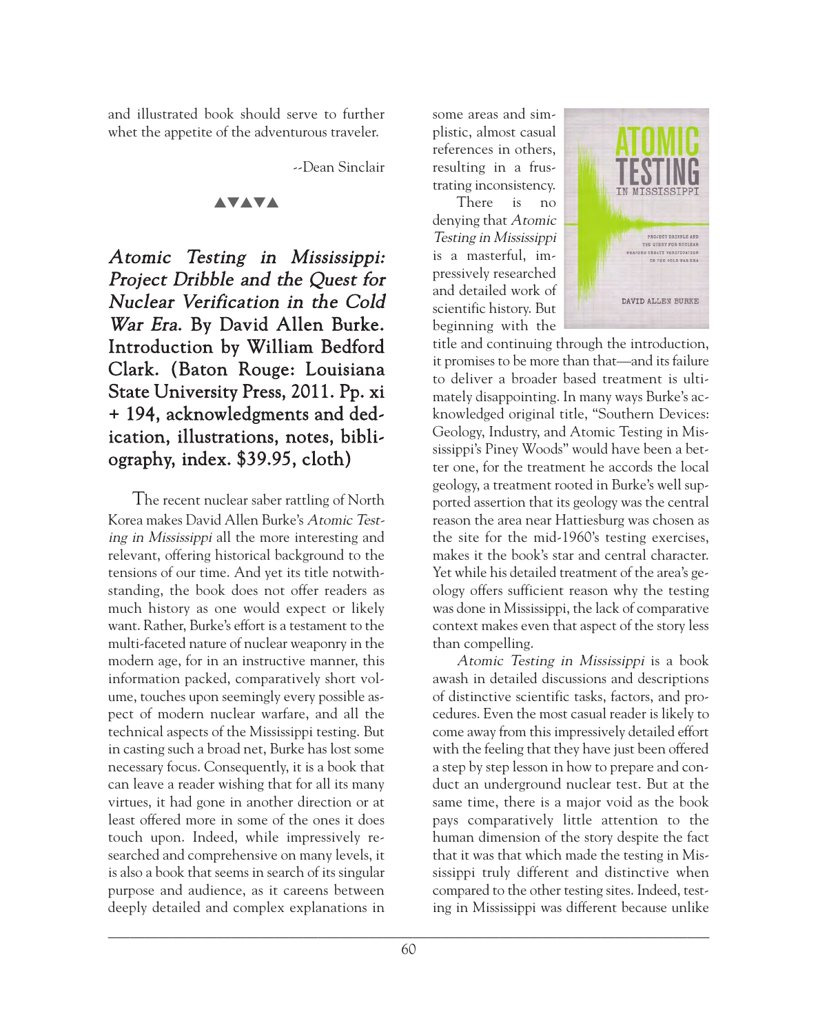and illustrated book should serve to further whet the appetite of the adventurous traveler.

--Dean Sinclair

▲▼▲▼▲

### *Atomic Testing in Mississippi: Project Dribble and the Quest for Nuclear Verification in the Cold War Era.* By David Allen Burke. Introduction by William Bedford Clark. (Baton Rouge: Louisiana State University Press, 2011. Pp. xi + 194, acknowledgments and dedication, illustrations, notes, bibliography, index. $39.95, cloth)

The recent nuclear saber rattling of North Korea makes David Allen Burke's *Atomic Testing in Mississippi* all the more interesting and relevant, offering historical background to the tensions of our time. And yet its title notwithstanding, the book does not offer readers as much history as one would expect or likely want. Rather, Burke's effort is a testament to the multi-faceted nature of nuclear weaponry in the modern age, for in an instructive manner, this information packed, comparatively short volume, touches upon seemingly every possible aspect of modern nuclear warfare, and all the technical aspects of the Mississippi testing. But in casting such a broad net, Burke has lost some necessary focus. Consequently, it is a book that can leave a reader wishing that for all its many virtues, it had gone in another direction or at least offered more in some of the ones it does touch upon. Indeed, while impressively researched and comprehensive on many levels, it is also a book that seems in search of its singular purpose and audience, as it careens between deeply detailed and complex explanations in some areas and simplistic, almost casual references in others, resulting in a frustrating inconsistency.

There is no denying that *Atomic Testing in Mississippi* is a masterful, impressively researched and detailed work of scientific history. But beginning with the title and continuing through the introduction, it promises to be more than that—and its failure to deliver a broader based treatment is ultimately disappointing. In many ways Burke's acknowledged original title, "Southern Devices: Geology, Industry, and Atomic Testing in Mississippi's Piney Woods" would have been a better one, for the treatment he accords the local geology, a treatment rooted in Burke's well supported assertion that its geology was the central reason the area near Hattiesburg was chosen as the site for the mid-1960's testing exercises, makes it the book's star and central character. Yet while his detailed treatment of the area's geology offers sufficient reason why the testing was done in Mississippi, the lack of comparative context makes even that aspect of the story less than compelling.

*Atomic Testing in Mississippi* is a book awash in detailed discussions and descriptions of distinctive scientific tasks, factors, and procedures. Even the most casual reader is likely to come away from this impressively detailed effort with the feeling that they have just been offered a step by step lesson in how to prepare and conduct an underground nuclear test. But at the same time, there is a major void as the book pays comparatively little attention to the human dimension of the story despite the fact that it was that which made the testing in Mississippi truly different and distinctive when compared to the other testing sites. Indeed, testing in Mississippi was different because unlike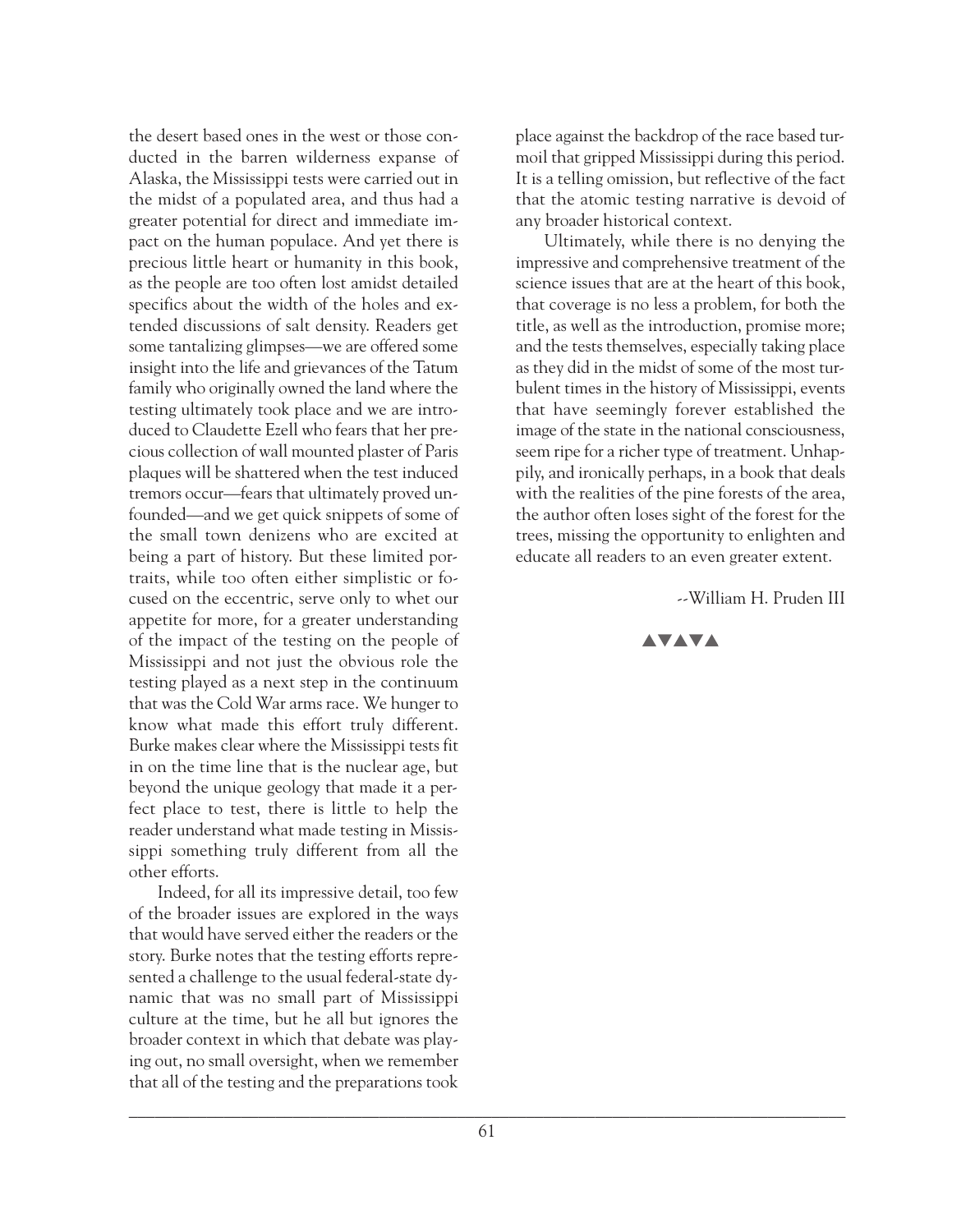the desert based ones in the west or those conducted in the barren wilderness expanse of Alaska, the Mississippi tests were carried out in the midst of a populated area, and thus had a greater potential for direct and immediate impact on the human populace. And yet there is precious little heart or humanity in this book, as the people are too often lost amidst detailed specifics about the width of the holes and extended discussions of salt density. Readers get some tantalizing glimpses—we are offered some insight into the life and grievances of the Tatum family who originally owned the land where the testing ultimately took place and we are introduced to Claudette Ezell who fears that her precious collection of wall mounted plaster of Paris plaques will be shattered when the test induced tremors occur—fears that ultimately proved unfounded—and we get quick snippets of some of the small town denizens who are excited at being a part of history. But these limited portraits, while too often either simplistic or focused on the eccentric, serve only to whet our appetite for more, for a greater understanding of the impact of the testing on the people of Mississippi and not just the obvious role the testing played as a next step in the continuum that was the Cold War arms race. We hunger to know what made this effort truly different. Burke makes clear where the Mississippi tests fit in on the time line that is the nuclear age, but beyond the unique geology that made it a perfect place to test, there is little to help the reader understand what made testing in Mississippi something truly different from all the other efforts.

Indeed, for all its impressive detail, too few of the broader issues are explored in the ways that would have served either the readers or the story. Burke notes that the testing efforts represented a challenge to the usual federal-state dynamic that was no small part of Mississippi culture at the time, but he all but ignores the broader context in which that debate was playing out, no small oversight, when we remember that all of the testing and the preparations took place against the backdrop of the race based turmoil that gripped Mississippi during this period. It is a telling omission, but reflective of the fact that the atomic testing narrative is devoid of any broader historical context.

Ultimately, while there is no denying the impressive and comprehensive treatment of the science issues that are at the heart of this book, that coverage is no less a problem, for both the title, as well as the introduction, promise more; and the tests themselves, especially taking place as they did in the midst of some of the most turbulent times in the history of Mississippi, events that have seemingly forever established the image of the state in the national consciousness, seem ripe for a richer type of treatment. Unhappily, and ironically perhaps, in a book that deals with the realities of the pine forests of the area, the author often loses sight of the forest for the trees, missing the opportunity to enlighten and educate all readers to an even greater extent.

--William H. Pruden III

▲▼▲▼▲